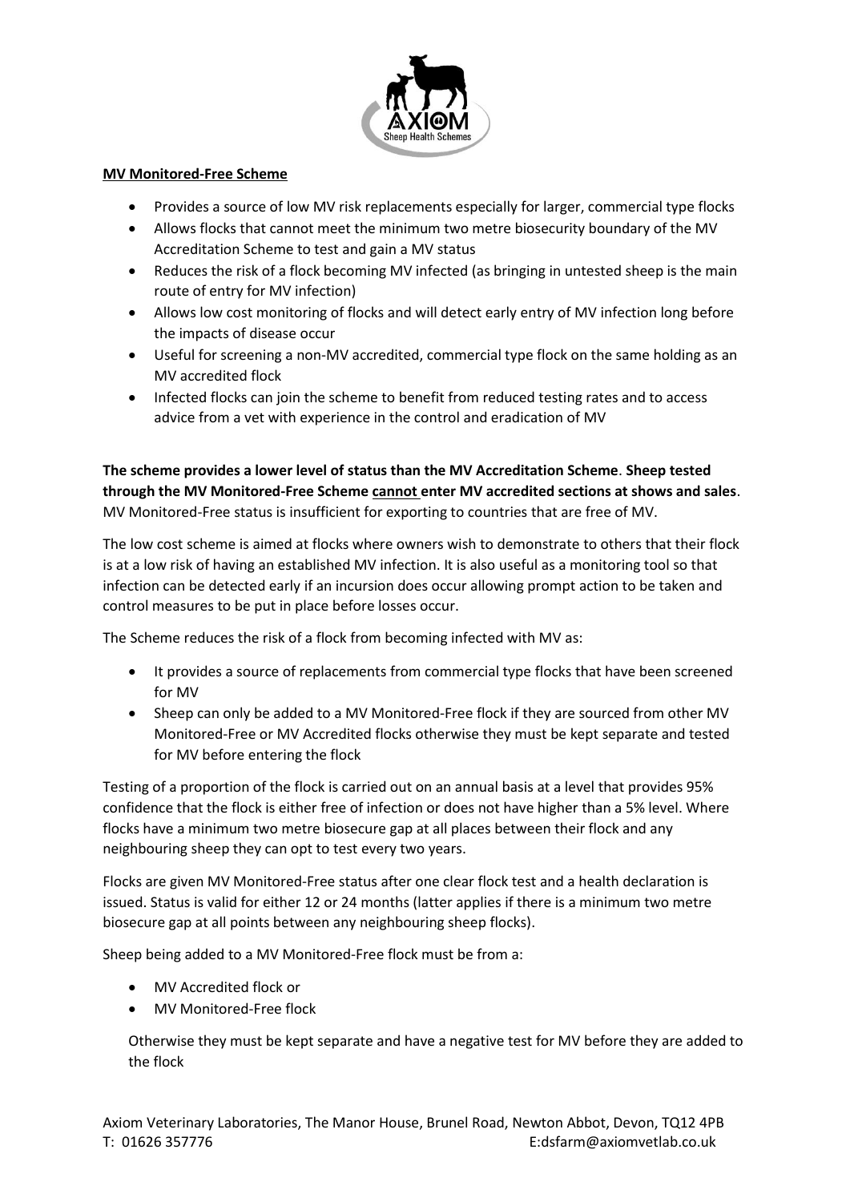**MV Monitored-Free Scheme**

- Provides a source of low MV risk replacements especially for larger, commercial type flocks
- Allows flocks that cannot meet the minimum two metre biosecurity boundary of the MV Accreditation Scheme to test and gain a MV status
- Reduces the risk of a flock becoming MV infected (as bringing in untested sheep is the main route of entry for MV infection)
- Allows low cost monitoring of flocks and will detect early entry of MV infection long before the impacts of disease occur
- Useful for screening a non-MV accredited, commercial type flock on the same holding as an MV accredited flock
- Infected flocks can join the scheme to benefit from reduced testing rates and to access advice from a vet with experience in the control and eradication of MV

**The scheme provides a lower level of status than the MV Accreditation Scheme**. **Sheep tested through the MV Monitored-Free Scheme cannot enter MV accredited sections at shows and sales**. MV Monitored-Free status is insufficient for exporting to countries that are free of MV.

The low cost scheme is aimed at flocks where owners wish to demonstrate to others that their flock is at a low risk of having an established MV infection. It is also useful as a monitoring tool so that infection can be detected early if an incursion does occur allowing prompt action to be taken and control measures to be put in place before losses occur.

The Scheme reduces the risk of a flock from becoming infected with MV as:

- It provides a source of replacements from commercial type flocks that have been screened for MV
- Sheep can only be added to a MV Monitored-Free flock if they are sourced from other MV Monitored-Free or MV Accredited flocks otherwise they must be kept separate and tested for MV before entering the flock

Testing of a proportion of the flock is carried out on an annual basis at a level that provides 95% confidence that the flock is either free of infection or does not have higher than a 5% level. Where flocks have a minimum two metre biosecure gap at all places between their flock and any neighbouring sheep they can opt to test every two years.

Flocks are given MV Monitored-Free status after one clear flock test and a health declaration is issued. Status is valid for either 12 or 24 months (latter applies if there is a minimum two metre biosecure gap at all points between any neighbouring sheep flocks).

Sheep being added to a MV Monitored-Free flock must be from a:

- MV Accredited flock or
- MV Monitored-Free flock

Otherwise they must be kept separate and have a negative test for MV before they are added to the flock

Axiom Veterinary Laboratories, The Manor House, Brunel Road, Newton Abbot, Devon, TQ12 4PB
T: 01626 357776 E:dsfarm@axiomvetlab.co.uk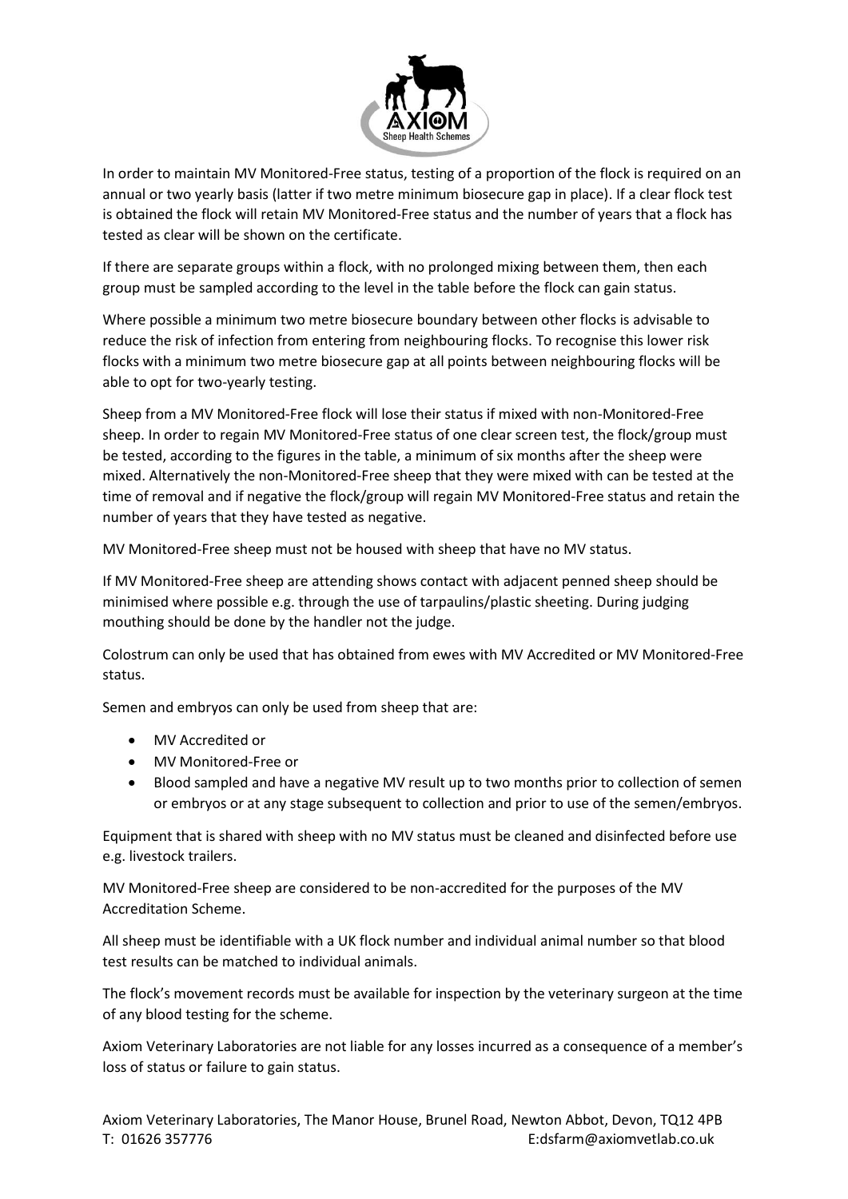In order to maintain MV Monitored-Free status, testing of a proportion of the flock is required on an annual or two yearly basis (latter if two metre minimum biosecure gap in place). If a clear flock test is obtained the flock will retain MV Monitored-Free status and the number of years that a flock has tested as clear will be shown on the certificate.

If there are separate groups within a flock, with no prolonged mixing between them, then each group must be sampled according to the level in the table before the flock can gain status.

Where possible a minimum two metre biosecure boundary between other flocks is advisable to reduce the risk of infection from entering from neighbouring flocks. To recognise this lower risk flocks with a minimum two metre biosecure gap at all points between neighbouring flocks will be able to opt for two-yearly testing.

Sheep from a MV Monitored-Free flock will lose their status if mixed with non-Monitored-Free sheep. In order to regain MV Monitored-Free status of one clear screen test, the flock/group must be tested, according to the figures in the table, a minimum of six months after the sheep were mixed. Alternatively the non-Monitored-Free sheep that they were mixed with can be tested at the time of removal and if negative the flock/group will regain MV Monitored-Free status and retain the number of years that they have tested as negative.

MV Monitored-Free sheep must not be housed with sheep that have no MV status.

If MV Monitored-Free sheep are attending shows contact with adjacent penned sheep should be minimised where possible e.g. through the use of tarpaulins/plastic sheeting. During judging mouthing should be done by the handler not the judge.

Colostrum can only be used that has obtained from ewes with MV Accredited or MV Monitored-Free status.

Semen and embryos can only be used from sheep that are:

- MV Accredited or
- MV Monitored-Free or
- Blood sampled and have a negative MV result up to two months prior to collection of semen or embryos or at any stage subsequent to collection and prior to use of the semen/embryos.

Equipment that is shared with sheep with no MV status must be cleaned and disinfected before use e.g. livestock trailers.

MV Monitored-Free sheep are considered to be non-accredited for the purposes of the MV Accreditation Scheme.

All sheep must be identifiable with a UK flock number and individual animal number so that blood test results can be matched to individual animals.

The flock's movement records must be available for inspection by the veterinary surgeon at the time of any blood testing for the scheme.

Axiom Veterinary Laboratories are not liable for any losses incurred as a consequence of a member's loss of status or failure to gain status.

Axiom Veterinary Laboratories, The Manor House, Brunel Road, Newton Abbot, Devon, TQ12 4PB
T: 01626 357776 E:dsfarm@axiomvetlab.co.uk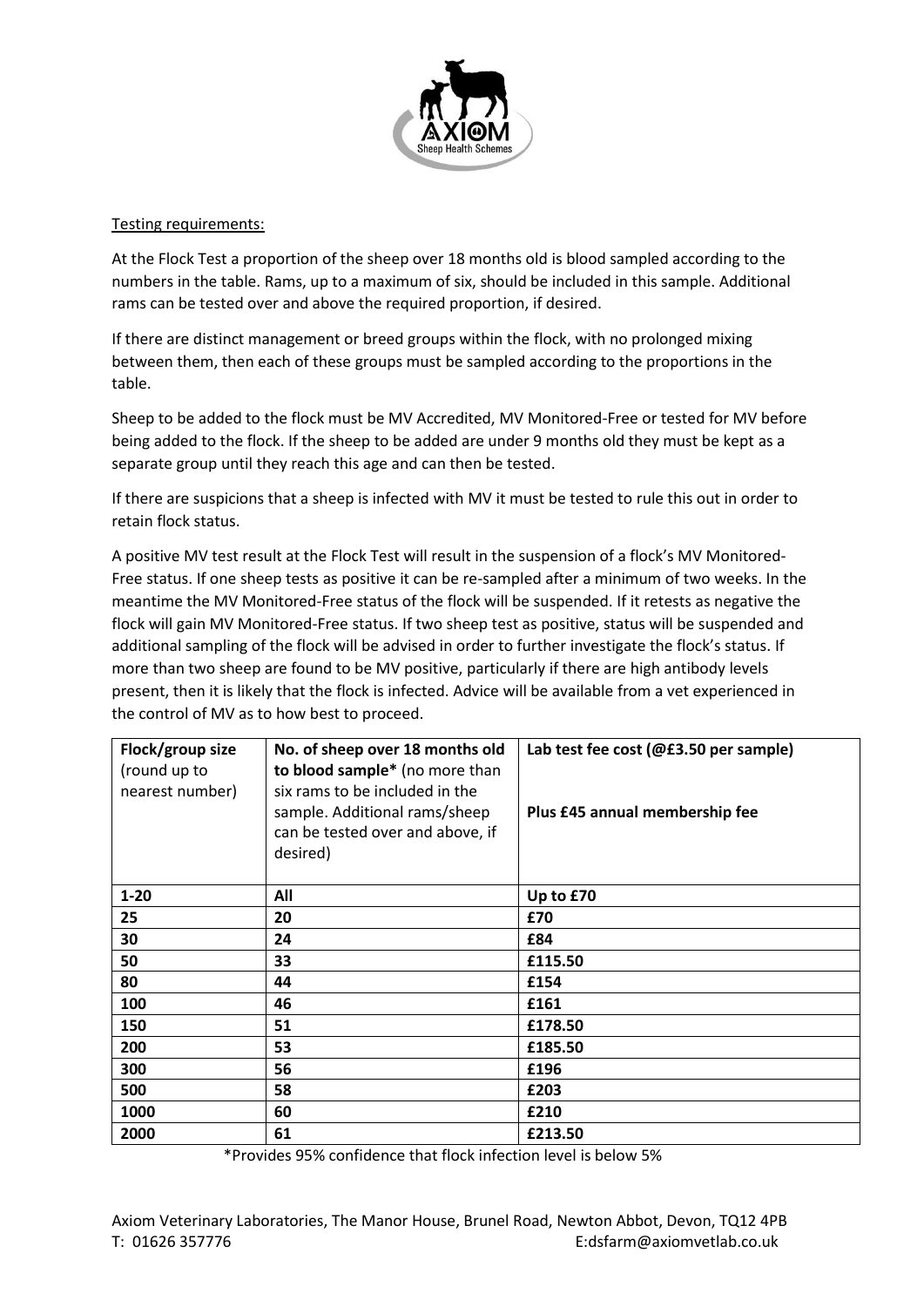Testing requirements:

At the Flock Test a proportion of the sheep over 18 months old is blood sampled according to the numbers in the table. Rams, up to a maximum of six, should be included in this sample. Additional rams can be tested over and above the required proportion, if desired.

If there are distinct management or breed groups within the flock, with no prolonged mixing between them, then each of these groups must be sampled according to the proportions in the table.

Sheep to be added to the flock must be MV Accredited, MV Monitored-Free or tested for MV before being added to the flock. If the sheep to be added are under 9 months old they must be kept as a separate group until they reach this age and can then be tested.

If there are suspicions that a sheep is infected with MV it must be tested to rule this out in order to retain flock status.

A positive MV test result at the Flock Test will result in the suspension of a flock's MV Monitored-Free status. If one sheep tests as positive it can be re-sampled after a minimum of two weeks. In the meantime the MV Monitored-Free status of the flock will be suspended. If it retests as negative the flock will gain MV Monitored-Free status. If two sheep test as positive, status will be suspended and additional sampling of the flock will be advised in order to further investigate the flock's status. If more than two sheep are found to be MV positive, particularly if there are high antibody levels present, then it is likely that the flock is infected. Advice will be available from a vet experienced in the control of MV as to how best to proceed.

| **Flock/group size** (round up to nearest number) | **No. of sheep over 18 months old to blood sample*** (no more than six rams to be included in the sample. Additional rams/sheep can be tested over and above, if desired) | **Lab test fee cost (@£3.50 per sample)** **Plus £45 annual membership fee** |
|---|---|---|
| **1-20** | **All** | **Up to £70** |
| **25** | **20** | **£70** |
| **30** | **24** | **£84** |
| **50** | **33** | **£115.50** |
| **80** | **44** | **£154** |
| **100** | **46** | **£161** |
| **150** | **51** | **£178.50** |
| **200** | **53** | **£185.50** |
| **300** | **56** | **£196** |
| **500** | **58** | **£203** |
| **1000** | **60** | **£210** |
| **2000** | **61** | **£213.50** |

*Provides 95% confidence that flock infection level is below 5%

Axiom Veterinary Laboratories, The Manor House, Brunel Road, Newton Abbot, Devon, TQ12 4PB
T: 01626 357776 E:dsfarm@axiomvetlab.co.uk